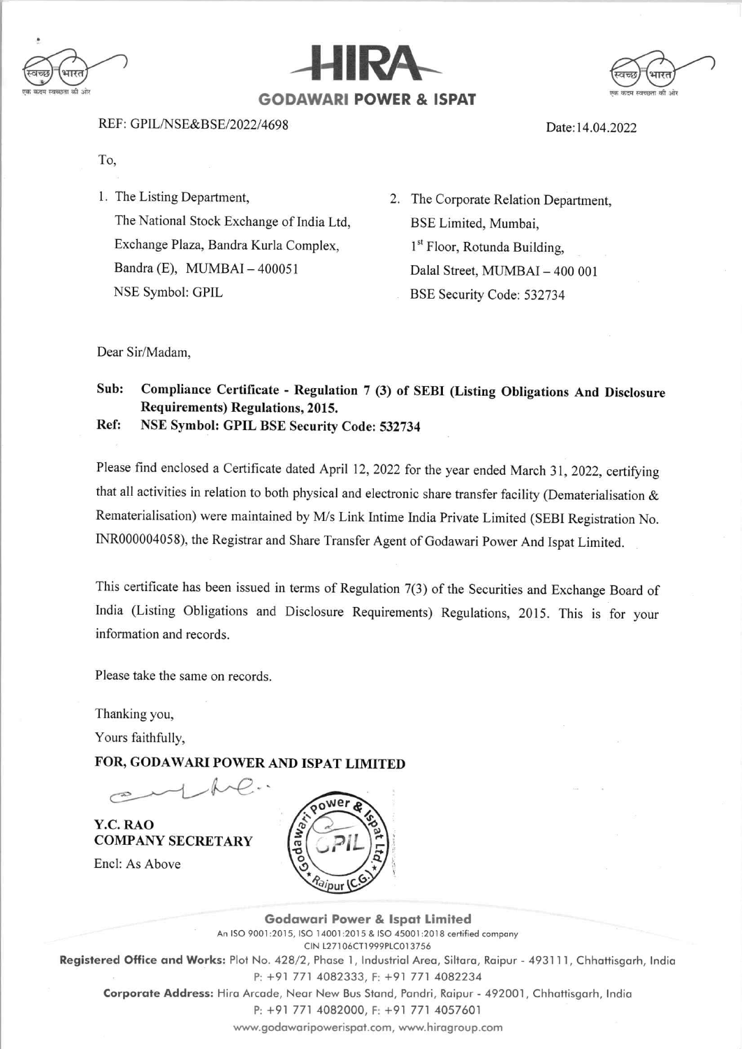**HIRA**

**GODAWARI POWER & ISPAT**

REF: GPIL/NSE&BSE/2022/4698

Date:14.04.2022

To,

1. The Listing Department,
   The National Stock Exchange of India Ltd,
   Exchange Plaza, Bandra Kurla Complex,
   Bandra (E), MUMBAI – 400051
   NSE Symbol: GPIL

2. The Corporate Relation Department,
   BSE Limited, Mumbai,
   1st Floor, Rotunda Building,
   Dalal Street, MUMBAI – 400 001
   BSE Security Code: 532734

Dear Sir/Madam,

**Sub: Compliance Certificate - Regulation 7 (3) of SEBI (Listing Obligations And Disclosure Requirements) Regulations, 2015.**

**Ref: NSE Symbol: GPIL BSE Security Code: 532734**

Please find enclosed a Certificate dated April 12, 2022 for the year ended March 31, 2022, certifying that all activities in relation to both physical and electronic share transfer facility (Dematerialisation & Rematerialisation) were maintained by M/s Link Intime India Private Limited (SEBI Registration No. INR000004058), the Registrar and Share Transfer Agent of Godawari Power And Ispat Limited.

This certificate has been issued in terms of Regulation 7(3) of the Securities and Exchange Board of India (Listing Obligations and Disclosure Requirements) Regulations, 2015. This is for your information and records.

Please take the same on records.

Thanking you,

Yours faithfully,

**FOR, GODAWARI POWER AND ISPAT LIMITED**

**Y.C. RAO**
**COMPANY SECRETARY**

Encl: As Above

**Godawari Power & Ispat Limited**

An ISO 9001:2015, ISO 14001:2015 & ISO 45001:2018 certified company

CIN L27106CT1999PLC013756

**Registered Office and Works:** Plot No. 428/2, Phase 1, Industrial Area, Siltara, Raipur - 493111, Chhattisgarh, India
P: +91 771 4082333, F: +91 771 4082234

**Corporate Address:** Hira Arcade, Near New Bus Stand, Pandri, Raipur - 492001, Chhattisgarh, India
P: +91 771 4082000, F: +91 771 4057601

www.godawaripowerispat.com, www.hiragroup.com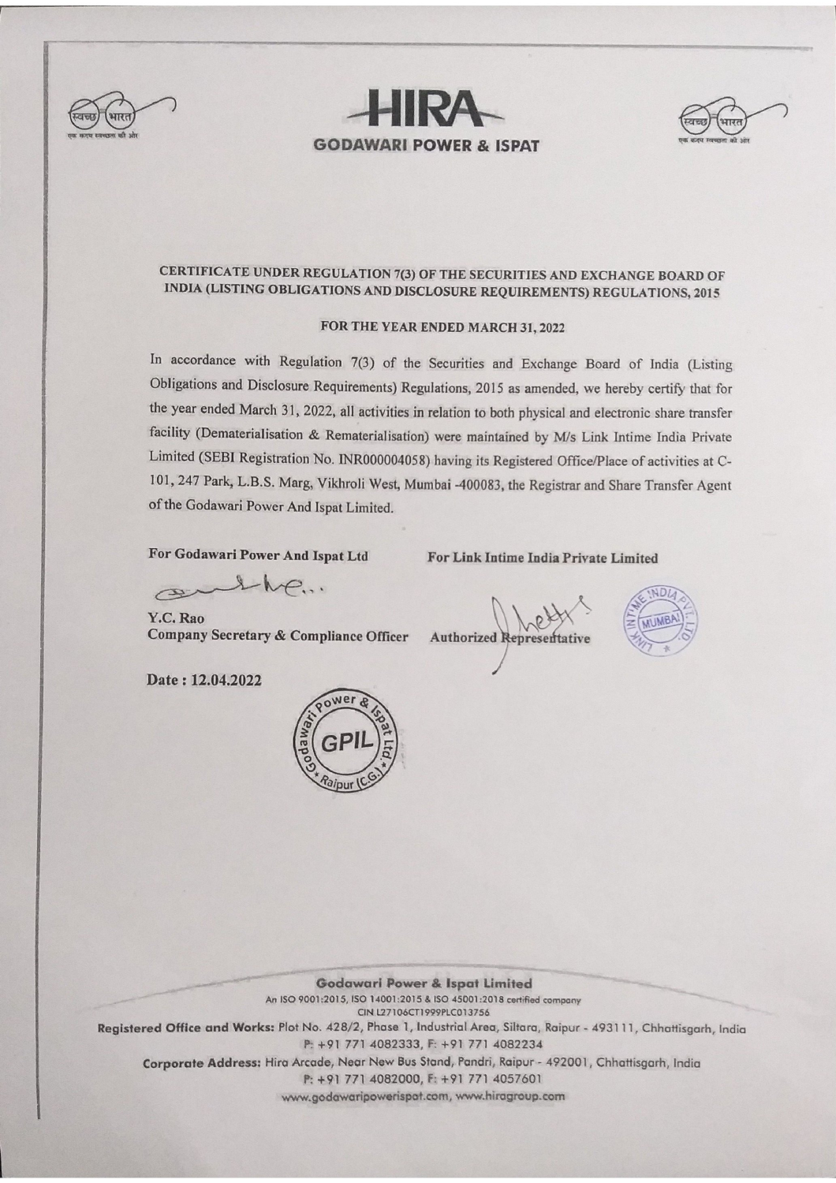# HIRA

## GODAWARI POWER & ISPAT

**CERTIFICATE UNDER REGULATION 7(3) OF THE SECURITIES AND EXCHANGE BOARD OF INDIA (LISTING OBLIGATIONS AND DISCLOSURE REQUIREMENTS) REGULATIONS, 2015**

**FOR THE YEAR ENDED MARCH 31, 2022**

In accordance with Regulation 7(3) of the Securities and Exchange Board of India (Listing Obligations and Disclosure Requirements) Regulations, 2015 as amended, we hereby certify that for the year ended March 31, 2022, all activities in relation to both physical and electronic share transfer facility (Dematerialisation & Rematerialisation) were maintained by M/s Link Intime India Private Limited (SEBI Registration No. INR000004058) having its Registered Office/Place of activities at C-101, 247 Park, L.B.S. Marg, Vikhroli West, Mumbai -400083, the Registrar and Share Transfer Agent of the Godawari Power And Ispat Limited.

**For Godawari Power And Ispat Ltd**

Y.C. Rao
**Company Secretary & Compliance Officer**

**Date : 12.04.2022**

**For Link Intime India Private Limited**

**Authorized Representative**

**Godawari Power & Ispat Limited**
An ISO 9001:2015, ISO 14001:2015 & ISO 45001:2018 certified company
CIN L27106CT1999PLC013756
**Registered Office and Works:** Plot No. 428/2, Phase 1, Industrial Area, Siltara, Raipur - 493111, Chhattisgarh, India
P: +91 771 4082333, F: +91 771 4082234
**Corporate Address:** Hira Arcade, Near New Bus Stand, Pandri, Raipur - 492001, Chhattisgarh, India
P: +91 771 4082000, F: +91 771 4057601
www.godawaripowerispat.com, www.hiragroup.com